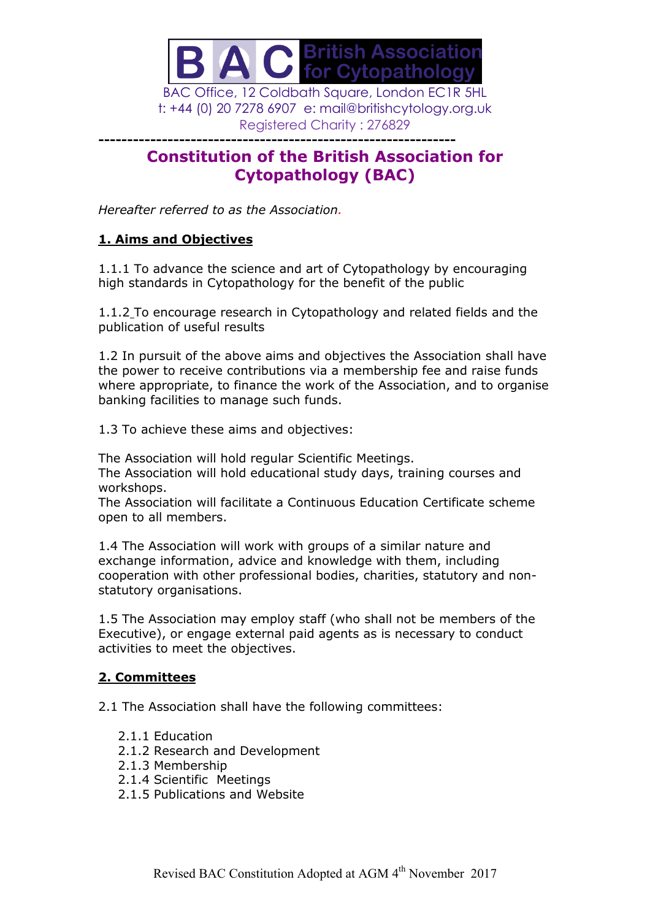BAC British Association for Cytopathology

BAC Office, 12 Coldbath Square, London EC1R 5HL
t: +44 (0) 20 7278 6907 e: mail@britishcytology.org.uk
Registered Charity : 276829

---

# Constitution of the British Association for Cytopathology (BAC)

*Hereafter referred to as the Association.*

## 1. Aims and Objectives

1.1.1 To advance the science and art of Cytopathology by encouraging high standards in Cytopathology for the benefit of the public

1.1.2 To encourage research in Cytopathology and related fields and the publication of useful results

1.2 In pursuit of the above aims and objectives the Association shall have the power to receive contributions via a membership fee and raise funds where appropriate, to finance the work of the Association, and to organise banking facilities to manage such funds.

1.3 To achieve these aims and objectives:

The Association will hold regular Scientific Meetings.
The Association will hold educational study days, training courses and workshops.
The Association will facilitate a Continuous Education Certificate scheme open to all members.

1.4 The Association will work with groups of a similar nature and exchange information, advice and knowledge with them, including cooperation with other professional bodies, charities, statutory and non-statutory organisations.

1.5 The Association may employ staff (who shall not be members of the Executive), or engage external paid agents as is necessary to conduct activities to meet the objectives.

## 2. Committees

2.1 The Association shall have the following committees:

- 2.1.1 Education
- 2.1.2 Research and Development
- 2.1.3 Membership
- 2.1.4 Scientific Meetings
- 2.1.5 Publications and Website

Revised BAC Constitution Adopted at AGM 4th November 2017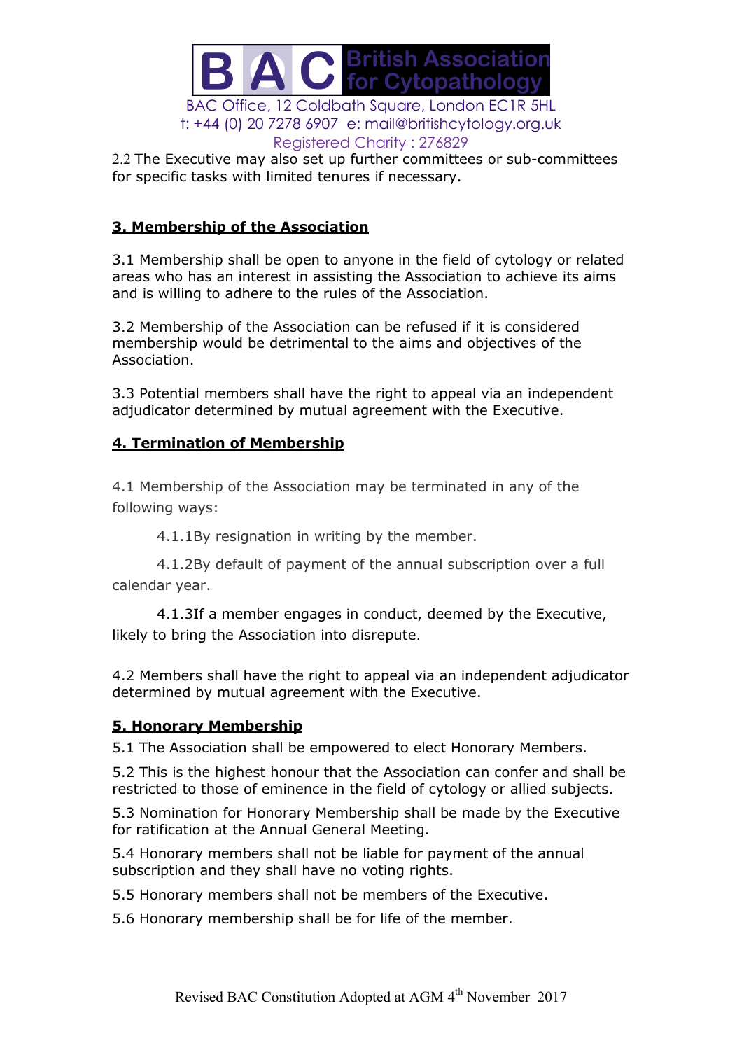2.2 The Executive may also set up further committees or sub-committees for specific tasks with limited tenures if necessary.

## 3. Membership of the Association

3.1 Membership shall be open to anyone in the field of cytology or related areas who has an interest in assisting the Association to achieve its aims and is willing to adhere to the rules of the Association.

3.2 Membership of the Association can be refused if it is considered membership would be detrimental to the aims and objectives of the Association.

3.3 Potential members shall have the right to appeal via an independent adjudicator determined by mutual agreement with the Executive.

## 4. Termination of Membership

4.1 Membership of the Association may be terminated in any of the following ways:

4.1.1By resignation in writing by the member.

4.1.2By default of payment of the annual subscription over a full calendar year.

4.1.3If a member engages in conduct, deemed by the Executive, likely to bring the Association into disrepute.

4.2 Members shall have the right to appeal via an independent adjudicator determined by mutual agreement with the Executive.

## 5. Honorary Membership

5.1 The Association shall be empowered to elect Honorary Members.

5.2 This is the highest honour that the Association can confer and shall be restricted to those of eminence in the field of cytology or allied subjects.

5.3 Nomination for Honorary Membership shall be made by the Executive for ratification at the Annual General Meeting.

5.4 Honorary members shall not be liable for payment of the annual subscription and they shall have no voting rights.

5.5 Honorary members shall not be members of the Executive.

5.6 Honorary membership shall be for life of the member.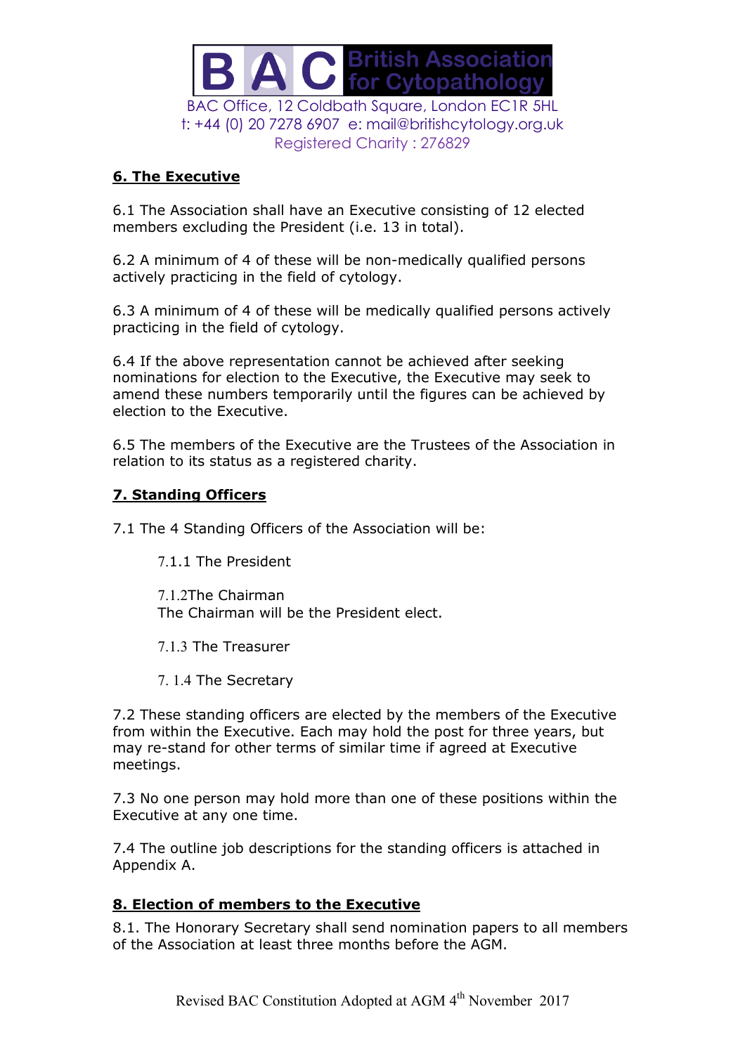## 6. The Executive

6.1 The Association shall have an Executive consisting of 12 elected members excluding the President (i.e. 13 in total).

6.2 A minimum of 4 of these will be non-medically qualified persons actively practicing in the field of cytology.

6.3 A minimum of 4 of these will be medically qualified persons actively practicing in the field of cytology.

6.4 If the above representation cannot be achieved after seeking nominations for election to the Executive, the Executive may seek to amend these numbers temporarily until the figures can be achieved by election to the Executive.

6.5 The members of the Executive are the Trustees of the Association in relation to its status as a registered charity.

## 7. Standing Officers

7.1 The 4 Standing Officers of the Association will be:

7.1.1 The President

7.1.2The Chairman
The Chairman will be the President elect.

7.1.3 The Treasurer

7. 1.4 The Secretary

7.2 These standing officers are elected by the members of the Executive from within the Executive. Each may hold the post for three years, but may re-stand for other terms of similar time if agreed at Executive meetings.

7.3 No one person may hold more than one of these positions within the Executive at any one time.

7.4 The outline job descriptions for the standing officers is attached in Appendix A.

## 8. Election of members to the Executive

8.1. The Honorary Secretary shall send nomination papers to all members of the Association at least three months before the AGM.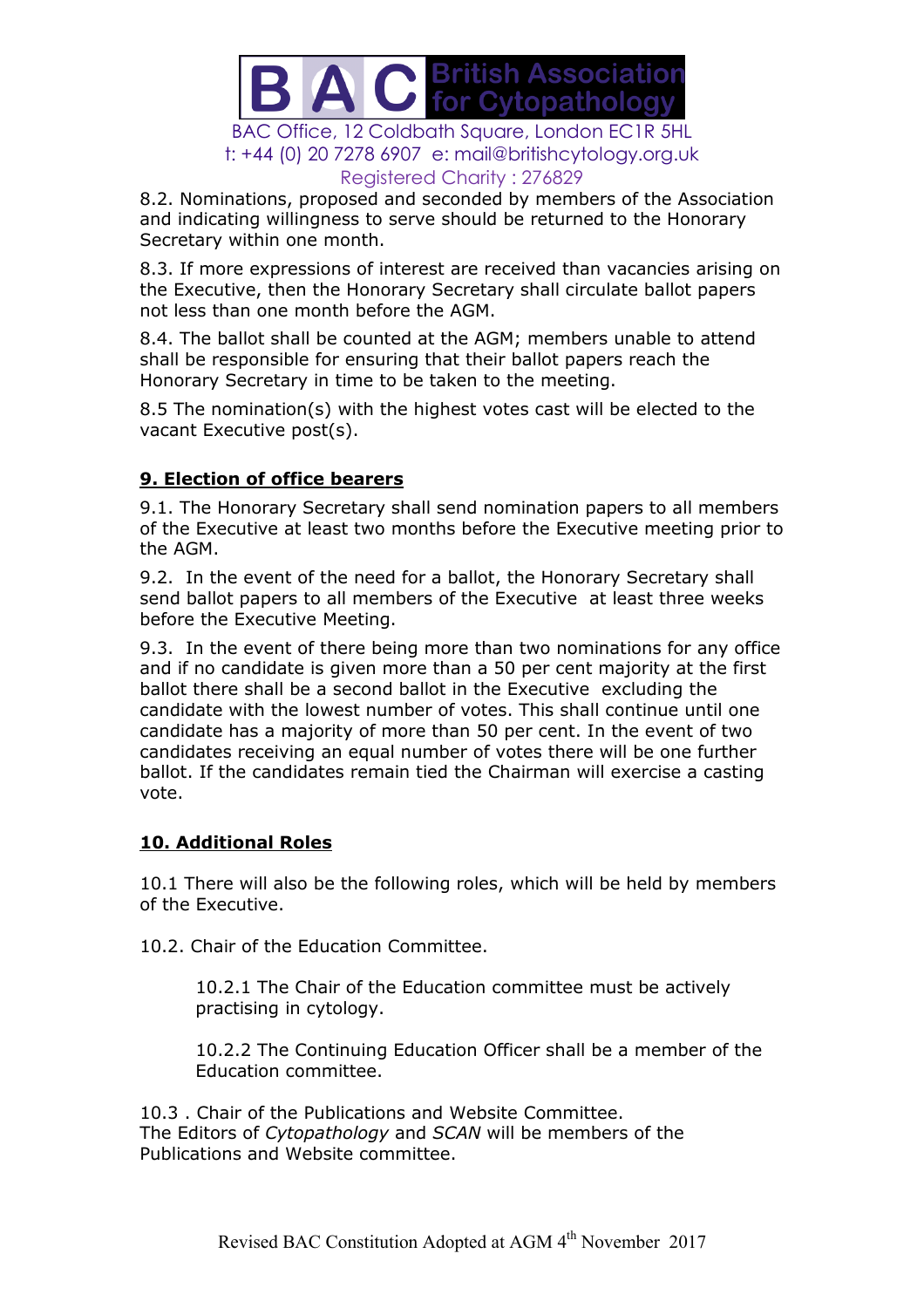8.2. Nominations, proposed and seconded by members of the Association and indicating willingness to serve should be returned to the Honorary Secretary within one month.

8.3. If more expressions of interest are received than vacancies arising on the Executive, then the Honorary Secretary shall circulate ballot papers not less than one month before the AGM.

8.4. The ballot shall be counted at the AGM; members unable to attend shall be responsible for ensuring that their ballot papers reach the Honorary Secretary in time to be taken to the meeting.

8.5 The nomination(s) with the highest votes cast will be elected to the vacant Executive post(s).

## 9. Election of office bearers

9.1. The Honorary Secretary shall send nomination papers to all members of the Executive at least two months before the Executive meeting prior to the AGM.

9.2. In the event of the need for a ballot, the Honorary Secretary shall send ballot papers to all members of the Executive at least three weeks before the Executive Meeting.

9.3. In the event of there being more than two nominations for any office and if no candidate is given more than a 50 per cent majority at the first ballot there shall be a second ballot in the Executive excluding the candidate with the lowest number of votes. This shall continue until one candidate has a majority of more than 50 per cent. In the event of two candidates receiving an equal number of votes there will be one further ballot. If the candidates remain tied the Chairman will exercise a casting vote.

## 10. Additional Roles

10.1 There will also be the following roles, which will be held by members of the Executive.

10.2. Chair of the Education Committee.

> 10.2.1 The Chair of the Education committee must be actively practising in cytology.
>
> 10.2.2 The Continuing Education Officer shall be a member of the Education committee.

10.3 . Chair of the Publications and Website Committee.
The Editors of *Cytopathology* and *SCAN* will be members of the Publications and Website committee.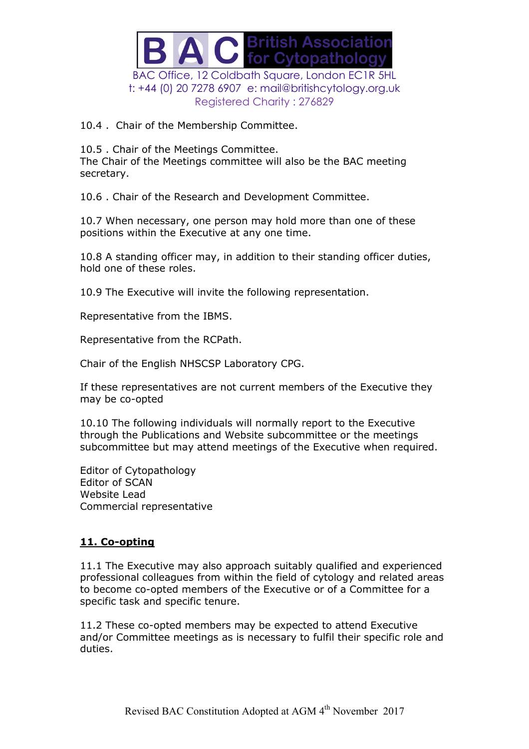10.4 . Chair of the Membership Committee.

10.5 . Chair of the Meetings Committee.
The Chair of the Meetings committee will also be the BAC meeting secretary.

10.6 . Chair of the Research and Development Committee.

10.7 When necessary, one person may hold more than one of these positions within the Executive at any one time.

10.8 A standing officer may, in addition to their standing officer duties, hold one of these roles.

10.9 The Executive will invite the following representation.

Representative from the IBMS.

Representative from the RCPath.

Chair of the English NHSCSP Laboratory CPG.

If these representatives are not current members of the Executive they may be co-opted

10.10 The following individuals will normally report to the Executive through the Publications and Website subcommittee or the meetings subcommittee but may attend meetings of the Executive when required.

Editor of Cytopathology
Editor of SCAN
Website Lead
Commercial representative

## 11. Co-opting

11.1 The Executive may also approach suitably qualified and experienced professional colleagues from within the field of cytology and related areas to become co-opted members of the Executive or of a Committee for a specific task and specific tenure.

11.2 These co-opted members may be expected to attend Executive and/or Committee meetings as is necessary to fulfil their specific role and duties.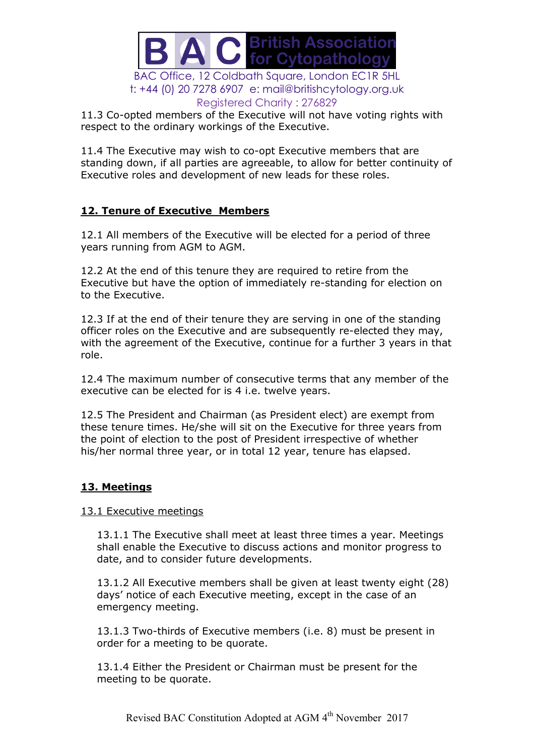11.3 Co-opted members of the Executive will not have voting rights with respect to the ordinary workings of the Executive.

11.4 The Executive may wish to co-opt Executive members that are standing down, if all parties are agreeable, to allow for better continuity of Executive roles and development of new leads for these roles.

## 12. Tenure of Executive Members

12.1 All members of the Executive will be elected for a period of three years running from AGM to AGM.

12.2 At the end of this tenure they are required to retire from the Executive but have the option of immediately re-standing for election on to the Executive.

12.3 If at the end of their tenure they are serving in one of the standing officer roles on the Executive and are subsequently re-elected they may, with the agreement of the Executive, continue for a further 3 years in that role.

12.4 The maximum number of consecutive terms that any member of the executive can be elected for is 4 i.e. twelve years.

12.5 The President and Chairman (as President elect) are exempt from these tenure times. He/she will sit on the Executive for three years from the point of election to the post of President irrespective of whether his/her normal three year, or in total 12 year, tenure has elapsed.

## 13. Meetings

### 13.1 Executive meetings

13.1.1 The Executive shall meet at least three times a year. Meetings shall enable the Executive to discuss actions and monitor progress to date, and to consider future developments.

13.1.2 All Executive members shall be given at least twenty eight (28) days' notice of each Executive meeting, except in the case of an emergency meeting.

13.1.3 Two-thirds of Executive members (i.e. 8) must be present in order for a meeting to be quorate.

13.1.4 Either the President or Chairman must be present for the meeting to be quorate.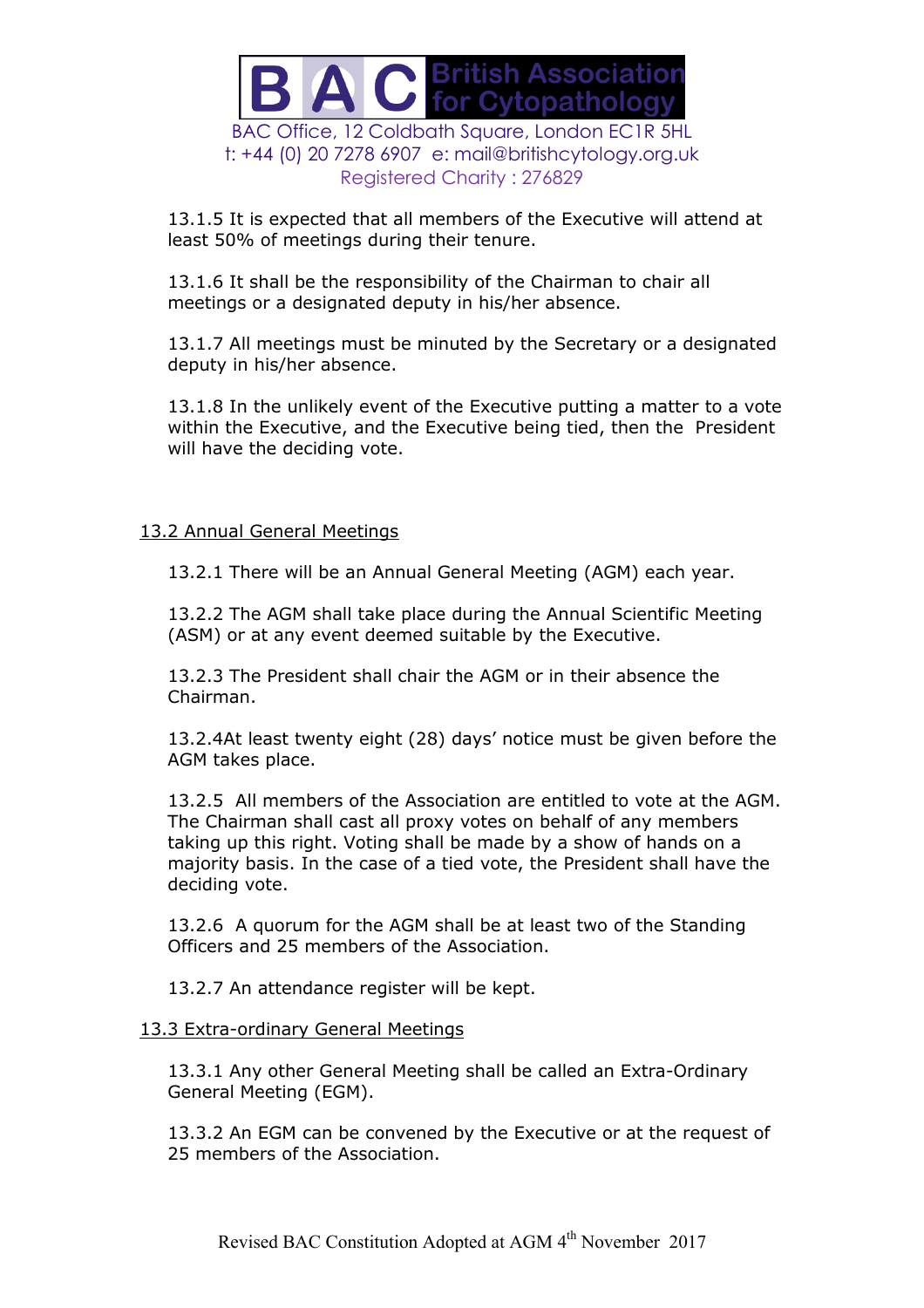13.1.5 It is expected that all members of the Executive will attend at least 50% of meetings during their tenure.

13.1.6 It shall be the responsibility of the Chairman to chair all meetings or a designated deputy in his/her absence.

13.1.7 All meetings must be minuted by the Secretary or a designated deputy in his/her absence.

13.1.8 In the unlikely event of the Executive putting a matter to a vote within the Executive, and the Executive being tied, then the President will have the deciding vote.

13.2 Annual General Meetings

13.2.1 There will be an Annual General Meeting (AGM) each year.

13.2.2 The AGM shall take place during the Annual Scientific Meeting (ASM) or at any event deemed suitable by the Executive.

13.2.3 The President shall chair the AGM or in their absence the Chairman.

13.2.4At least twenty eight (28) days' notice must be given before the AGM takes place.

13.2.5 All members of the Association are entitled to vote at the AGM. The Chairman shall cast all proxy votes on behalf of any members taking up this right. Voting shall be made by a show of hands on a majority basis. In the case of a tied vote, the President shall have the deciding vote.

13.2.6 A quorum for the AGM shall be at least two of the Standing Officers and 25 members of the Association.

13.2.7 An attendance register will be kept.

13.3 Extra-ordinary General Meetings

13.3.1 Any other General Meeting shall be called an Extra-Ordinary General Meeting (EGM).

13.3.2 An EGM can be convened by the Executive or at the request of 25 members of the Association.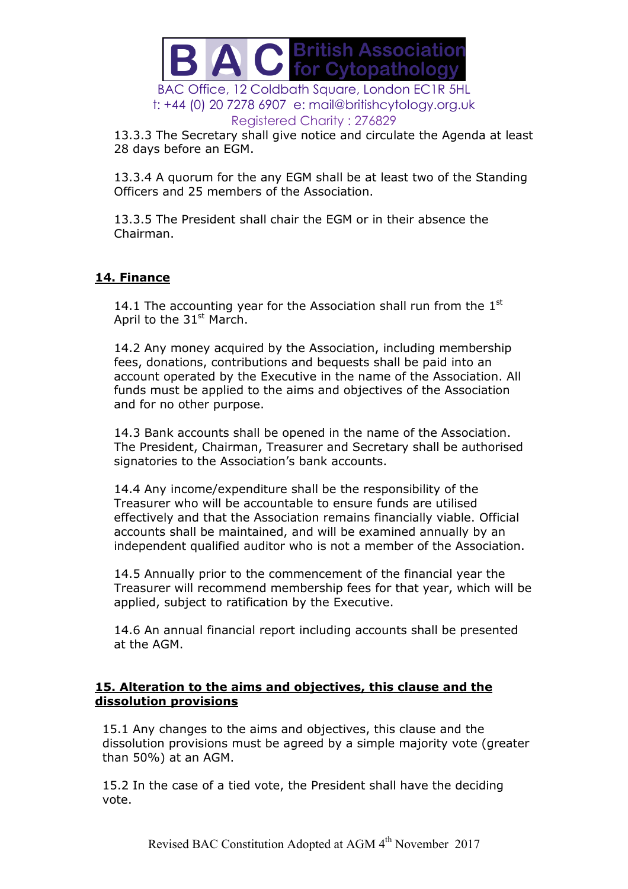13.3.3 The Secretary shall give notice and circulate the Agenda at least 28 days before an EGM.

13.3.4 A quorum for the any EGM shall be at least two of the Standing Officers and 25 members of the Association.

13.3.5 The President shall chair the EGM or in their absence the Chairman.

## 14. Finance

14.1 The accounting year for the Association shall run from the 1st April to the 31st March.

14.2 Any money acquired by the Association, including membership fees, donations, contributions and bequests shall be paid into an account operated by the Executive in the name of the Association. All funds must be applied to the aims and objectives of the Association and for no other purpose.

14.3 Bank accounts shall be opened in the name of the Association. The President, Chairman, Treasurer and Secretary shall be authorised signatories to the Association's bank accounts.

14.4 Any income/expenditure shall be the responsibility of the Treasurer who will be accountable to ensure funds are utilised effectively and that the Association remains financially viable. Official accounts shall be maintained, and will be examined annually by an independent qualified auditor who is not a member of the Association.

14.5 Annually prior to the commencement of the financial year the Treasurer will recommend membership fees for that year, which will be applied, subject to ratification by the Executive.

14.6 An annual financial report including accounts shall be presented at the AGM.

## 15. Alteration to the aims and objectives, this clause and the dissolution provisions

15.1 Any changes to the aims and objectives, this clause and the dissolution provisions must be agreed by a simple majority vote (greater than 50%) at an AGM.

15.2 In the case of a tied vote, the President shall have the deciding vote.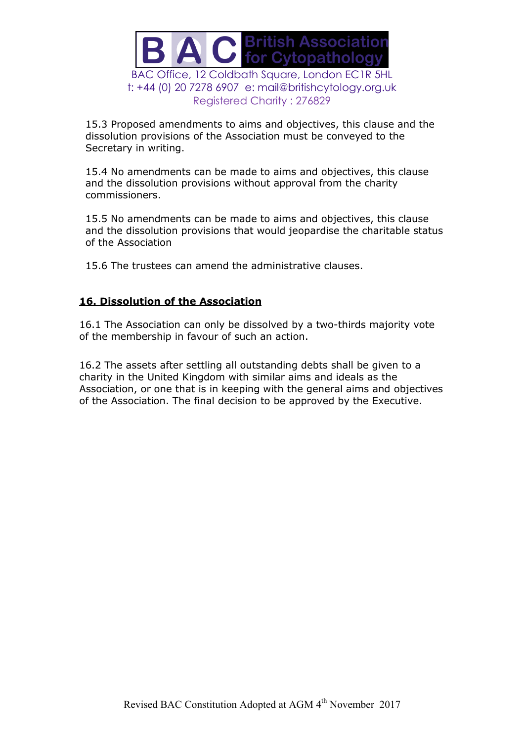15.3 Proposed amendments to aims and objectives, this clause and the dissolution provisions of the Association must be conveyed to the Secretary in writing.

15.4 No amendments can be made to aims and objectives, this clause and the dissolution provisions without approval from the charity commissioners.

15.5 No amendments can be made to aims and objectives, this clause and the dissolution provisions that would jeopardise the charitable status of the Association

15.6 The trustees can amend the administrative clauses.

## 16. Dissolution of the Association

16.1 The Association can only be dissolved by a two-thirds majority vote of the membership in favour of such an action.

16.2 The assets after settling all outstanding debts shall be given to a charity in the United Kingdom with similar aims and ideals as the Association, or one that is in keeping with the general aims and objectives of the Association. The final decision to be approved by the Executive.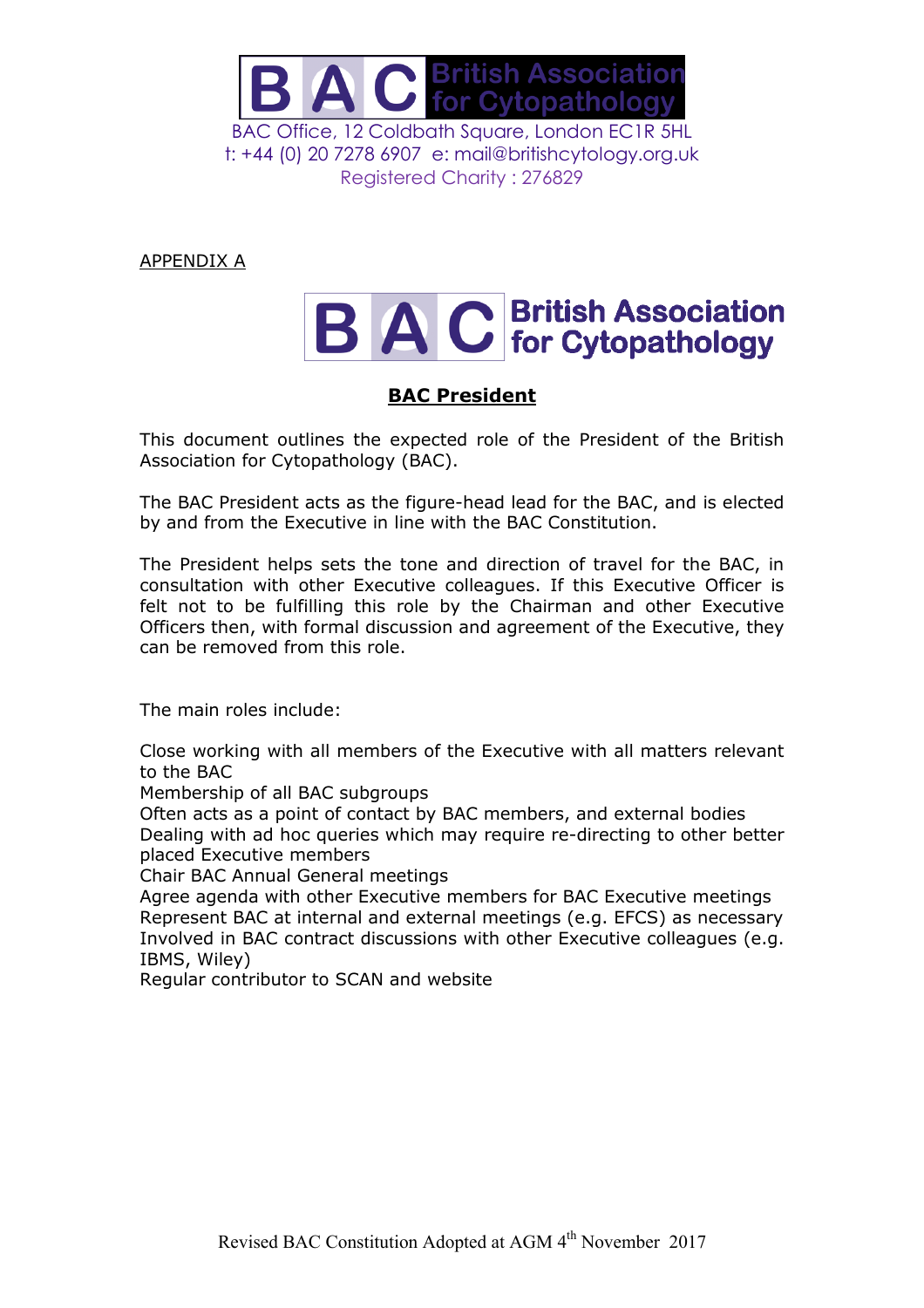BAC Office, 12 Coldbath Square, London EC1R 5HL
t: +44 (0) 20 7278 6907 e: mail@britishcytology.org.uk
Registered Charity : 276829

APPENDIX A

## BAC President

This document outlines the expected role of the President of the British Association for Cytopathology (BAC).

The BAC President acts as the figure-head lead for the BAC, and is elected by and from the Executive in line with the BAC Constitution.

The President helps sets the tone and direction of travel for the BAC, in consultation with other Executive colleagues. If this Executive Officer is felt not to be fulfilling this role by the Chairman and other Executive Officers then, with formal discussion and agreement of the Executive, they can be removed from this role.

The main roles include:

Close working with all members of the Executive with all matters relevant to the BAC
Membership of all BAC subgroups
Often acts as a point of contact by BAC members, and external bodies
Dealing with ad hoc queries which may require re-directing to other better placed Executive members
Chair BAC Annual General meetings
Agree agenda with other Executive members for BAC Executive meetings
Represent BAC at internal and external meetings (e.g. EFCS) as necessary
Involved in BAC contract discussions with other Executive colleagues (e.g. IBMS, Wiley)
Regular contributor to SCAN and website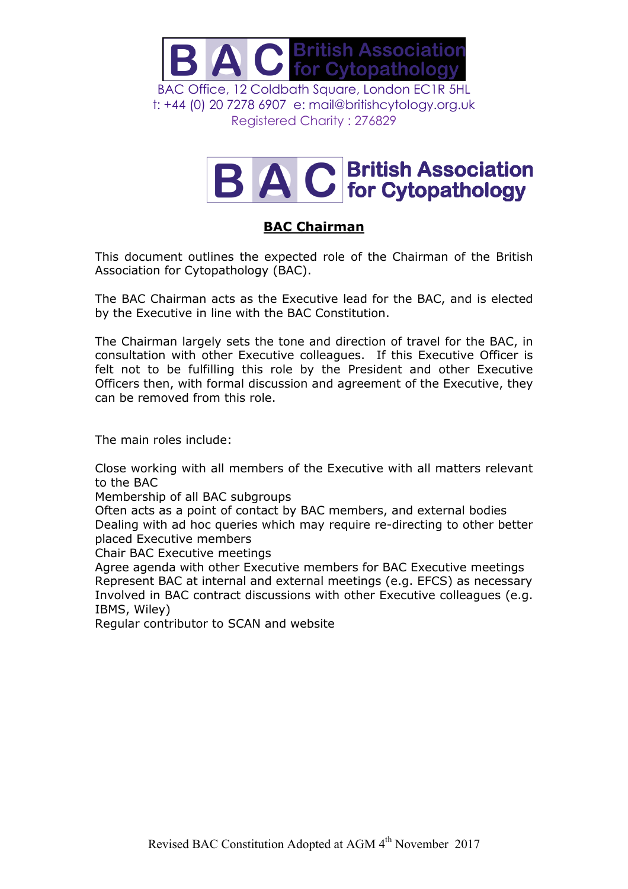BAC Office, 12 Coldbath Square, London EC1R 5HL
t: +44 (0) 20 7278 6907 e: mail@britishcytology.org.uk
Registered Charity : 276829

**BAC Chairman**

This document outlines the expected role of the Chairman of the British Association for Cytopathology (BAC).

The BAC Chairman acts as the Executive lead for the BAC, and is elected by the Executive in line with the BAC Constitution.

The Chairman largely sets the tone and direction of travel for the BAC, in consultation with other Executive colleagues. If this Executive Officer is felt not to be fulfilling this role by the President and other Executive Officers then, with formal discussion and agreement of the Executive, they can be removed from this role.

The main roles include:

Close working with all members of the Executive with all matters relevant to the BAC
Membership of all BAC subgroups
Often acts as a point of contact by BAC members, and external bodies
Dealing with ad hoc queries which may require re-directing to other better placed Executive members
Chair BAC Executive meetings
Agree agenda with other Executive members for BAC Executive meetings
Represent BAC at internal and external meetings (e.g. EFCS) as necessary
Involved in BAC contract discussions with other Executive colleagues (e.g. IBMS, Wiley)
Regular contributor to SCAN and website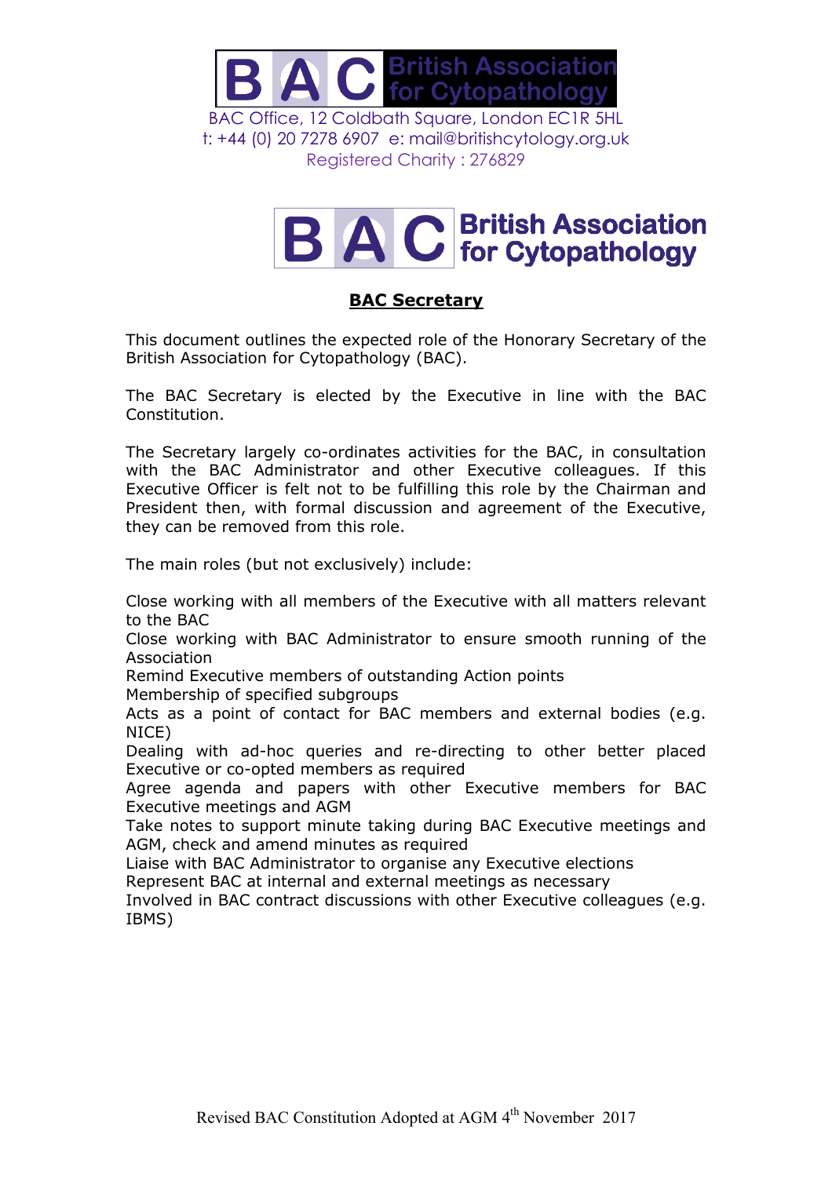BAC Office, 12 Coldbath Square, London EC1R 5HL
t: +44 (0) 20 7278 6907 e: mail@britishcytology.org.uk
Registered Charity : 276829

## BAC Secretary

This document outlines the expected role of the Honorary Secretary of the British Association for Cytopathology (BAC).

The BAC Secretary is elected by the Executive in line with the BAC Constitution.

The Secretary largely co-ordinates activities for the BAC, in consultation with the BAC Administrator and other Executive colleagues. If this Executive Officer is felt not to be fulfilling this role by the Chairman and President then, with formal discussion and agreement of the Executive, they can be removed from this role.

The main roles (but not exclusively) include:

Close working with all members of the Executive with all matters relevant to the BAC
Close working with BAC Administrator to ensure smooth running of the Association
Remind Executive members of outstanding Action points
Membership of specified subgroups
Acts as a point of contact for BAC members and external bodies (e.g. NICE)
Dealing with ad-hoc queries and re-directing to other better placed Executive or co-opted members as required
Agree agenda and papers with other Executive members for BAC Executive meetings and AGM
Take notes to support minute taking during BAC Executive meetings and AGM, check and amend minutes as required
Liaise with BAC Administrator to organise any Executive elections
Represent BAC at internal and external meetings as necessary
Involved in BAC contract discussions with other Executive colleagues (e.g. IBMS)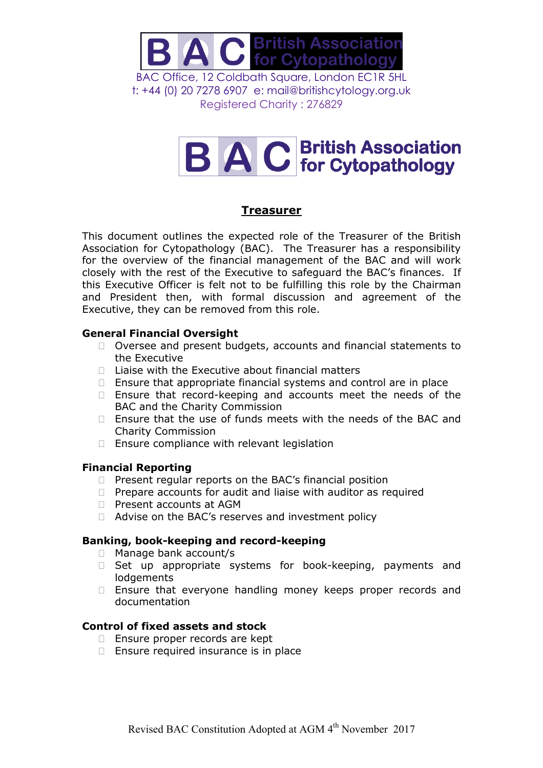BAC Office, 12 Coldbath Square, London EC1R 5HL
t: +44 (0) 20 7278 6907 e: mail@britishcytology.org.uk
Registered Charity : 276829

# Treasurer

This document outlines the expected role of the Treasurer of the British Association for Cytopathology (BAC). The Treasurer has a responsibility for the overview of the financial management of the BAC and will work closely with the rest of the Executive to safeguard the BAC's finances. If this Executive Officer is felt not to be fulfilling this role by the Chairman and President then, with formal discussion and agreement of the Executive, they can be removed from this role.

**General Financial Oversight**

- Oversee and present budgets, accounts and financial statements to the Executive
- Liaise with the Executive about financial matters
- Ensure that appropriate financial systems and control are in place
- Ensure that record-keeping and accounts meet the needs of the BAC and the Charity Commission
- Ensure that the use of funds meets with the needs of the BAC and Charity Commission
- Ensure compliance with relevant legislation

**Financial Reporting**

- Present regular reports on the BAC's financial position
- Prepare accounts for audit and liaise with auditor as required
- Present accounts at AGM
- Advise on the BAC's reserves and investment policy

**Banking, book-keeping and record-keeping**

- Manage bank account/s
- Set up appropriate systems for book-keeping, payments and lodgements
- Ensure that everyone handling money keeps proper records and documentation

**Control of fixed assets and stock**

- Ensure proper records are kept
- Ensure required insurance is in place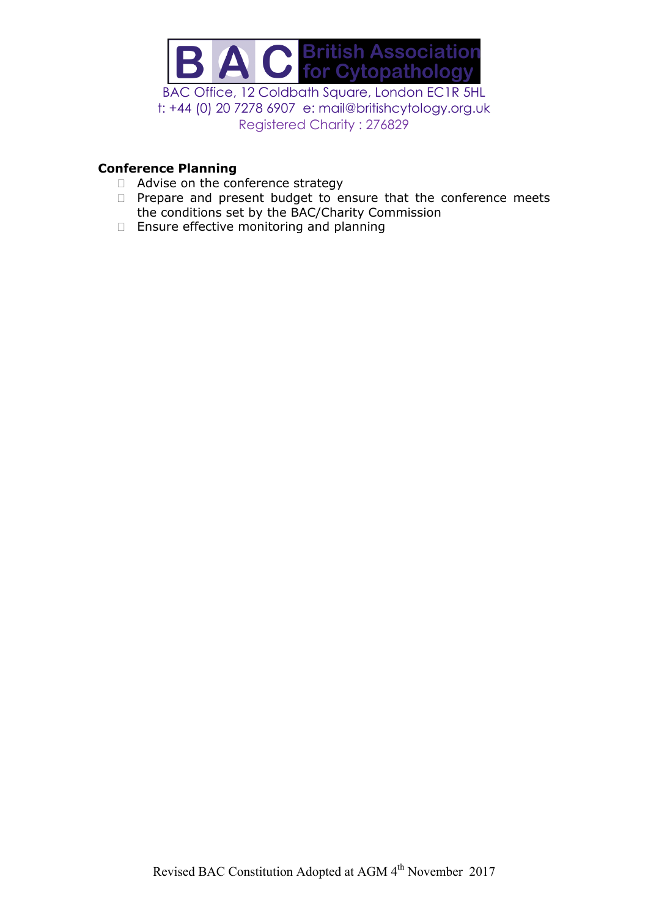**Conference Planning**

- Advise on the conference strategy
- Prepare and present budget to ensure that the conference meets the conditions set by the BAC/Charity Commission
- Ensure effective monitoring and planning